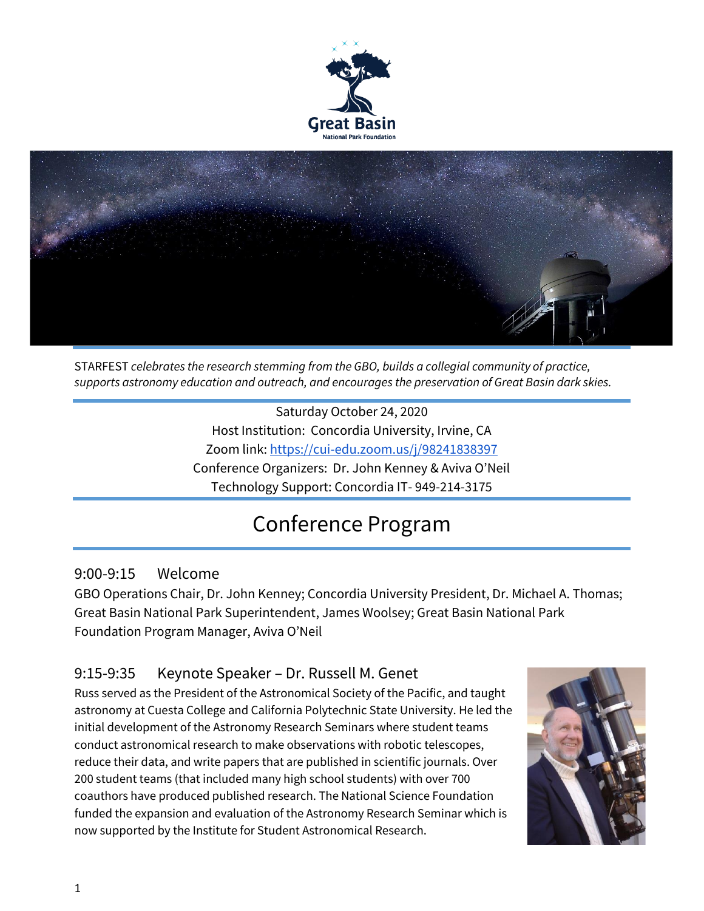Great Basin

National Park Foundation

STARFEST *celebrates the research stemming from the GBO, builds a collegial community of practice, supports astronomy education and outreach, and encourages the preservation of Great Basin dark skies.*

Saturday October 24, 2020

Host Institution: Concordia University, Irvine, CA

Zoom link: [https://cui-edu.zoom.us/j/98241838397](https://cui-edu.zoom.us/j/98241838397)

Conference Organizers: Dr. John Kenney & Aviva O'Neil

Technology Support: Concordia IT- 949-214-3175

# Conference Program

## 9:00-9:15 Welcome

GBO Operations Chair, Dr. John Kenney; Concordia University President, Dr. Michael A. Thomas; Great Basin National Park Superintendent, James Woolsey; Great Basin National Park Foundation Program Manager, Aviva O'Neil

## 9:15-9:35 Keynote Speaker – Dr. Russell M. Genet

Russ served as the President of the Astronomical Society of the Pacific, and taught astronomy at Cuesta College and California Polytechnic State University. He led the initial development of the Astronomy Research Seminars where student teams conduct astronomical research to make observations with robotic telescopes, reduce their data, and write papers that are published in scientific journals. Over 200 student teams (that included many high school students) with over 700 coauthors have produced published research. The National Science Foundation funded the expansion and evaluation of the Astronomy Research Seminar which is now supported by the Institute for Student Astronomical Research.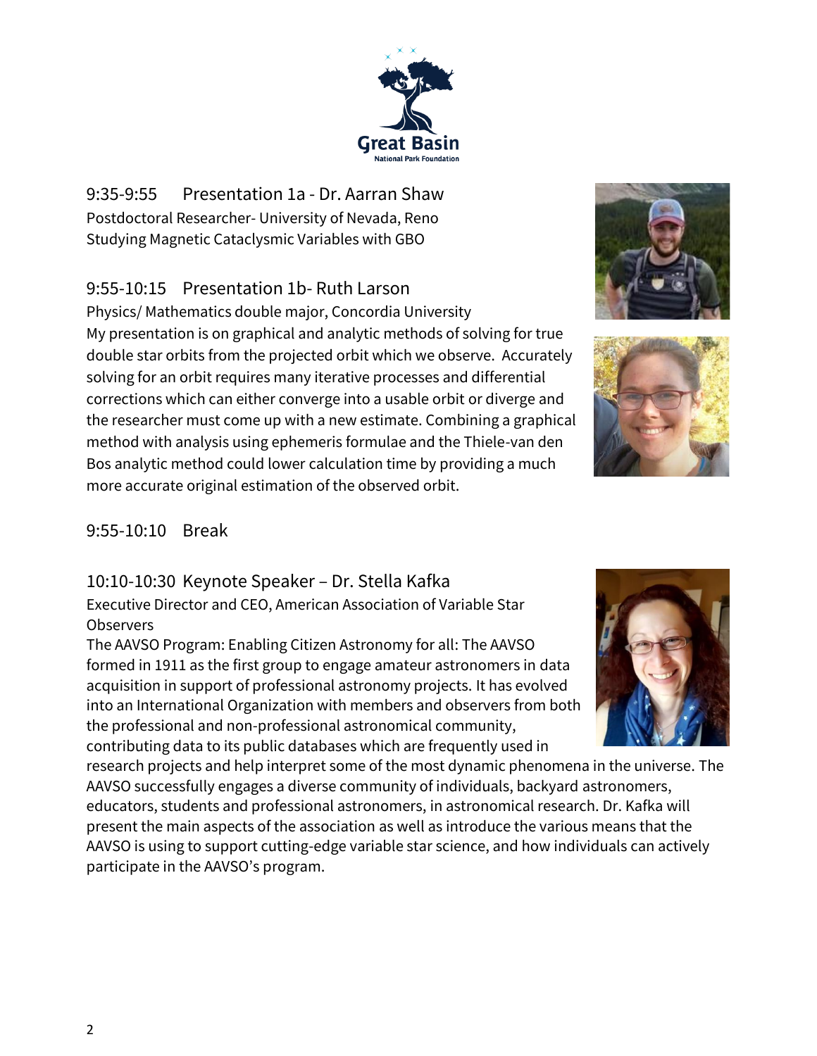## 9:35-9:55 Presentation 1a - Dr. Aarran Shaw

Postdoctoral Researcher- University of Nevada, Reno
Studying Magnetic Cataclysmic Variables with GBO

## 9:55-10:15 Presentation 1b- Ruth Larson

Physics/ Mathematics double major, Concordia University
My presentation is on graphical and analytic methods of solving for true double star orbits from the projected orbit which we observe. Accurately solving for an orbit requires many iterative processes and differential corrections which can either converge into a usable orbit or diverge and the researcher must come up with a new estimate. Combining a graphical method with analysis using ephemeris formulae and the Thiele-van den Bos analytic method could lower calculation time by providing a much more accurate original estimation of the observed orbit.

## 9:55-10:10 Break

## 10:10-10:30 Keynote Speaker – Dr. Stella Kafka

Executive Director and CEO, American Association of Variable Star Observers
The AAVSO Program: Enabling Citizen Astronomy for all: The AAVSO formed in 1911 as the first group to engage amateur astronomers in data acquisition in support of professional astronomy projects. It has evolved into an International Organization with members and observers from both the professional and non-professional astronomical community, contributing data to its public databases which are frequently used in research projects and help interpret some of the most dynamic phenomena in the universe. The AAVSO successfully engages a diverse community of individuals, backyard astronomers, educators, students and professional astronomers, in astronomical research. Dr. Kafka will present the main aspects of the association as well as introduce the various means that the AAVSO is using to support cutting-edge variable star science, and how individuals can actively participate in the AAVSO's program.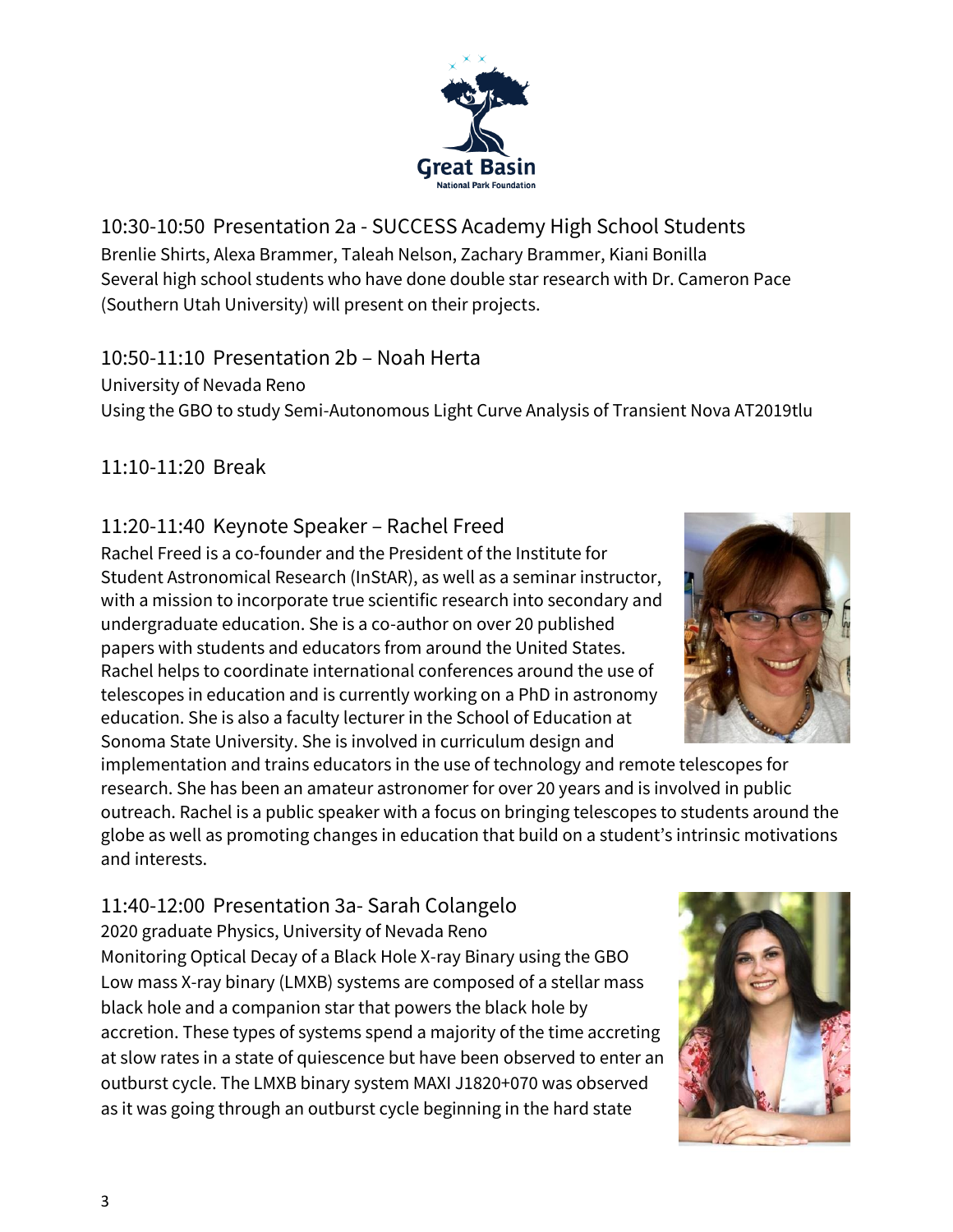### 10:30-10:50 Presentation 2a - SUCCESS Academy High School Students

Brenlie Shirts, Alexa Brammer, Taleah Nelson, Zachary Brammer, Kiani Bonilla
Several high school students who have done double star research with Dr. Cameron Pace (Southern Utah University) will present on their projects.

### 10:50-11:10 Presentation 2b – Noah Herta

University of Nevada Reno
Using the GBO to study Semi-Autonomous Light Curve Analysis of Transient Nova AT2019tlu

### 11:10-11:20 Break

### 11:20-11:40 Keynote Speaker – Rachel Freed

Rachel Freed is a co-founder and the President of the Institute for Student Astronomical Research (InStAR), as well as a seminar instructor, with a mission to incorporate true scientific research into secondary and undergraduate education. She is a co-author on over 20 published papers with students and educators from around the United States. Rachel helps to coordinate international conferences around the use of telescopes in education and is currently working on a PhD in astronomy education. She is also a faculty lecturer in the School of Education at Sonoma State University. She is involved in curriculum design and implementation and trains educators in the use of technology and remote telescopes for research. She has been an amateur astronomer for over 20 years and is involved in public outreach. Rachel is a public speaker with a focus on bringing telescopes to students around the globe as well as promoting changes in education that build on a student's intrinsic motivations and interests.

### 11:40-12:00 Presentation 3a- Sarah Colangelo

2020 graduate Physics, University of Nevada Reno
Monitoring Optical Decay of a Black Hole X-ray Binary using the GBO
Low mass X-ray binary (LMXB) systems are composed of a stellar mass black hole and a companion star that powers the black hole by accretion. These types of systems spend a majority of the time accreting at slow rates in a state of quiescence but have been observed to enter an outburst cycle. The LMXB binary system MAXI J1820+070 was observed as it was going through an outburst cycle beginning in the hard state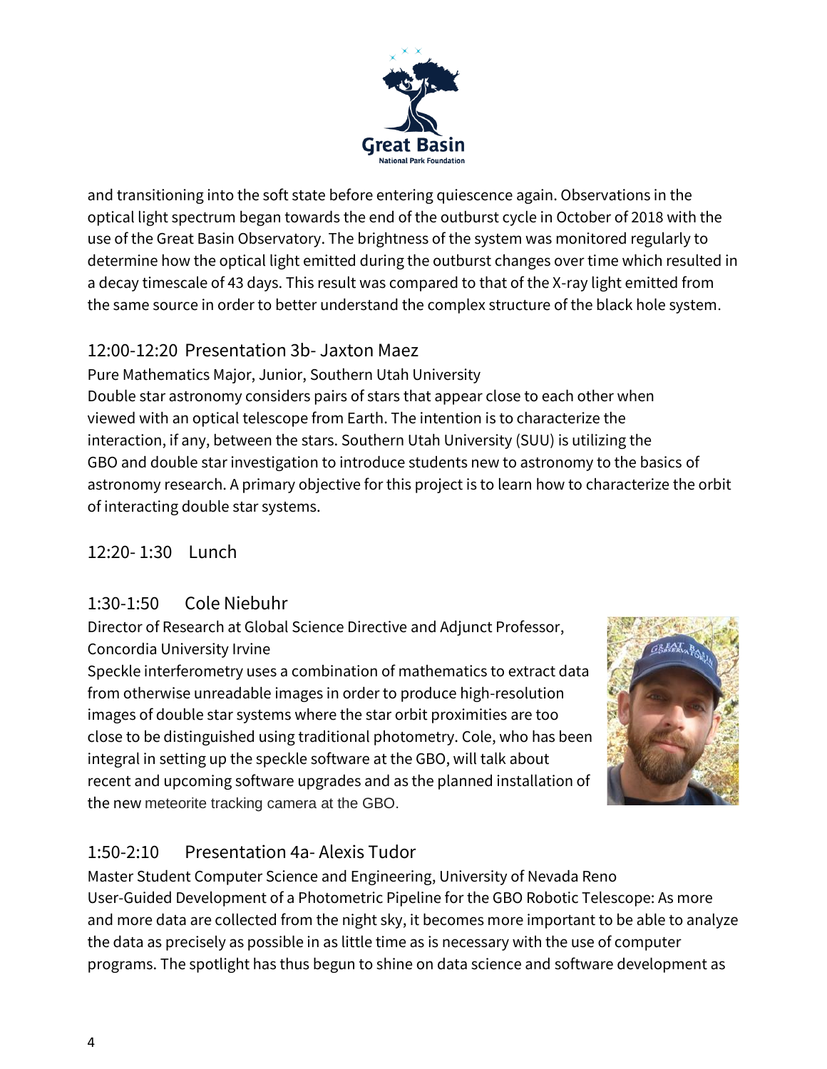and transitioning into the soft state before entering quiescence again. Observations in the optical light spectrum began towards the end of the outburst cycle in October of 2018 with the use of the Great Basin Observatory. The brightness of the system was monitored regularly to determine how the optical light emitted during the outburst changes over time which resulted in a decay timescale of 43 days. This result was compared to that of the X-ray light emitted from the same source in order to better understand the complex structure of the black hole system.

### 12:00-12:20 Presentation 3b- Jaxton Maez

Pure Mathematics Major, Junior, Southern Utah University

Double star astronomy considers pairs of stars that appear close to each other when viewed with an optical telescope from Earth. The intention is to characterize the interaction, if any, between the stars. Southern Utah University (SUU) is utilizing the GBO and double star investigation to introduce students new to astronomy to the basics of astronomy research. A primary objective for this project is to learn how to characterize the orbit of interacting double star systems.

### 12:20- 1:30 Lunch

### 1:30-1:50 Cole Niebuhr

Director of Research at Global Science Directive and Adjunct Professor, Concordia University Irvine

Speckle interferometry uses a combination of mathematics to extract data from otherwise unreadable images in order to produce high-resolution images of double star systems where the star orbit proximities are too close to be distinguished using traditional photometry. Cole, who has been integral in setting up the speckle software at the GBO, will talk about recent and upcoming software upgrades and as the planned installation of the new meteorite tracking camera at the GBO.

### 1:50-2:10 Presentation 4a- Alexis Tudor

Master Student Computer Science and Engineering, University of Nevada Reno

User-Guided Development of a Photometric Pipeline for the GBO Robotic Telescope: As more and more data are collected from the night sky, it becomes more important to be able to analyze the data as precisely as possible in as little time as is necessary with the use of computer programs. The spotlight has thus begun to shine on data science and software development as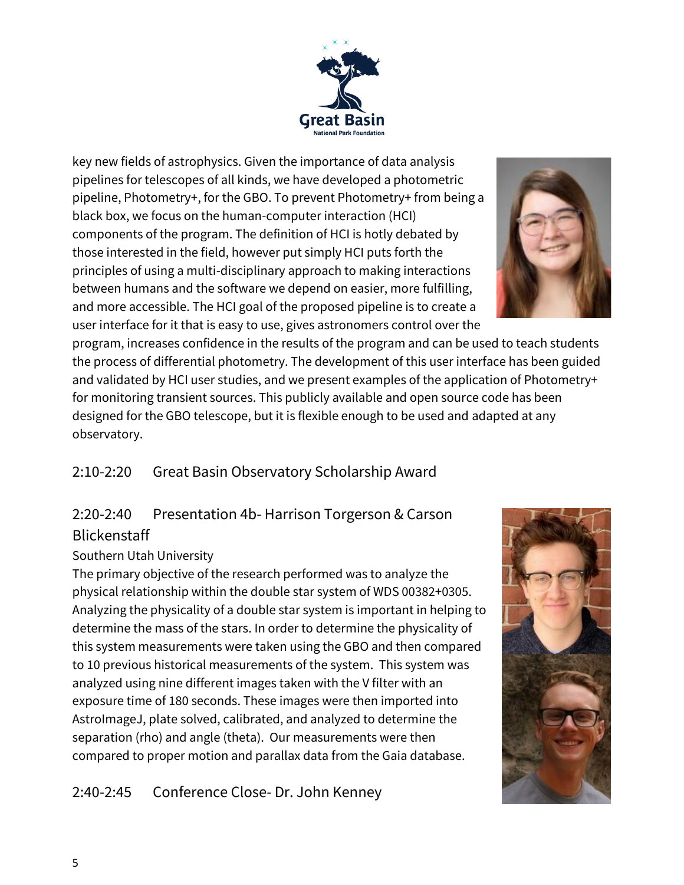key new fields of astrophysics. Given the importance of data analysis pipelines for telescopes of all kinds, we have developed a photometric pipeline, Photometry+, for the GBO. To prevent Photometry+ from being a black box, we focus on the human-computer interaction (HCI) components of the program. The definition of HCI is hotly debated by those interested in the field, however put simply HCI puts forth the principles of using a multi-disciplinary approach to making interactions between humans and the software we depend on easier, more fulfilling, and more accessible. The HCI goal of the proposed pipeline is to create a user interface for it that is easy to use, gives astronomers control over the program, increases confidence in the results of the program and can be used to teach students the process of differential photometry. The development of this user interface has been guided and validated by HCI user studies, and we present examples of the application of Photometry+ for monitoring transient sources. This publicly available and open source code has been designed for the GBO telescope, but it is flexible enough to be used and adapted at any observatory.

## 2:10-2:20 Great Basin Observatory Scholarship Award

## 2:20-2:40 Presentation 4b- Harrison Torgerson & Carson Blickenstaff

Southern Utah University

The primary objective of the research performed was to analyze the physical relationship within the double star system of WDS 00382+0305. Analyzing the physicality of a double star system is important in helping to determine the mass of the stars. In order to determine the physicality of this system measurements were taken using the GBO and then compared to 10 previous historical measurements of the system. This system was analyzed using nine different images taken with the V filter with an exposure time of 180 seconds. These images were then imported into AstroImageJ, plate solved, calibrated, and analyzed to determine the separation (rho) and angle (theta). Our measurements were then compared to proper motion and parallax data from the Gaia database.

## 2:40-2:45 Conference Close- Dr. John Kenney